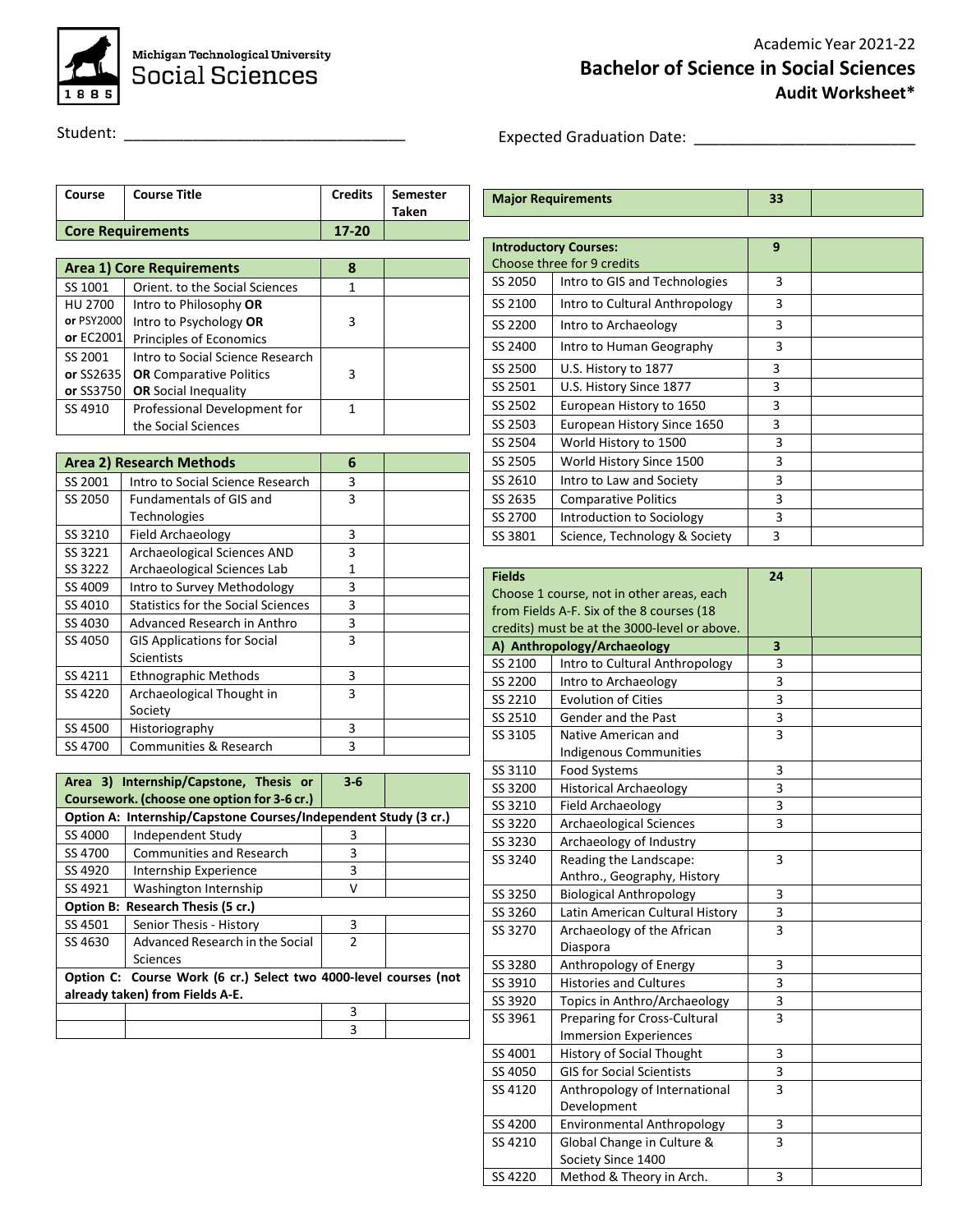Michigan Technological University
Social Sciences

1885

Academic Year 2021-22

# Bachelor of Science in Social Sciences

## Audit Worksheet*

Student: ________________________________ Expected Graduation Date: ________________________

| Course | Course Title | Credits | Semester Taken |
|---|---|---|---|
| **Core Requirements** | | **17-20** | |

| **Area 1) Core Requirements** | | **8** | |
|---|---|---|---|
| SS 1001 | Orient. to the Social Sciences | 1 | |
| HU 2700 **or** PSY2000 **or** EC2001 | Intro to Philosophy **OR** Intro to Psychology **OR** Principles of Economics | 3 | |
| SS 2001 **or** SS2635 **or** SS3750 | Intro to Social Science Research **OR** Comparative Politics **OR** Social Inequality | 3 | |
| SS 4910 | Professional Development for the Social Sciences | 1 | |

| **Area 2) Research Methods** | | **6** | |
|---|---|---|---|
| SS 2001 | Intro to Social Science Research | 3 | |
| SS 2050 | Fundamentals of GIS and Technologies | 3 | |
| SS 3210 | Field Archaeology | 3 | |
| SS 3221 SS 3222 | Archaeological Sciences AND Archaeological Sciences Lab | 3 1 | |
| SS 4009 | Intro to Survey Methodology | 3 | |
| SS 4010 | Statistics for the Social Sciences | 3 | |
| SS 4030 | Advanced Research in Anthro | 3 | |
| SS 4050 | GIS Applications for Social Scientists | 3 | |
| SS 4211 | Ethnographic Methods | 3 | |
| SS 4220 | Archaeological Thought in Society | 3 | |
| SS 4500 | Historiography | 3 | |
| SS 4700 | Communities & Research | 3 | |

| **Area 3) Internship/Capstone, Thesis or Coursework. (choose one option for 3-6 cr.)** | | **3-6** | |
|---|---|---|---|
| **Option A: Internship/Capstone Courses/Independent Study (3 cr.)** | | | |
| SS 4000 | Independent Study | 3 | |
| SS 4700 | Communities and Research | 3 | |
| SS 4920 | Internship Experience | 3 | |
| SS 4921 | Washington Internship | V | |
| **Option B: Research Thesis (5 cr.)** | | | |
| SS 4501 | Senior Thesis - History | 3 | |
| SS 4630 | Advanced Research in the Social Sciences | 2 | |
| **Option C: Course Work (6 cr.) Select two 4000-level courses (not already taken) from Fields A-E.** | | | |
| | | 3 | |
| | | 3 | |

| **Major Requirements** | | **33** | |
|---|---|---|---|

| **Introductory Courses:** Choose three for 9 credits | | **9** | |
|---|---|---|---|
| SS 2050 | Intro to GIS and Technologies | 3 | |
| SS 2100 | Intro to Cultural Anthropology | 3 | |
| SS 2200 | Intro to Archaeology | 3 | |
| SS 2400 | Intro to Human Geography | 3 | |
| SS 2500 | U.S. History to 1877 | 3 | |
| SS 2501 | U.S. History Since 1877 | 3 | |
| SS 2502 | European History to 1650 | 3 | |
| SS 2503 | European History Since 1650 | 3 | |
| SS 2504 | World History to 1500 | 3 | |
| SS 2505 | World History Since 1500 | 3 | |
| SS 2610 | Intro to Law and Society | 3 | |
| SS 2635 | Comparative Politics | 3 | |
| SS 2700 | Introduction to Sociology | 3 | |
| SS 3801 | Science, Technology & Society | 3 | |

| **Fields** Choose 1 course, not in other areas, each from Fields A-F. Six of the 8 courses (18 credits) must be at the 3000-level or above. | | **24** | |
|---|---|---|---|
| **A) Anthropology/Archaeology** | | **3** | |
| SS 2100 | Intro to Cultural Anthropology | 3 | |
| SS 2200 | Intro to Archaeology | 3 | |
| SS 2210 | Evolution of Cities | 3 | |
| SS 2510 | Gender and the Past | 3 | |
| SS 3105 | Native American and Indigenous Communities | 3 | |
| SS 3110 | Food Systems | 3 | |
| SS 3200 | Historical Archaeology | 3 | |
| SS 3210 | Field Archaeology | 3 | |
| SS 3220 | Archaeological Sciences | 3 | |
| SS 3230 | Archaeology of Industry | | |
| SS 3240 | Reading the Landscape: Anthro., Geography, History | 3 | |
| SS 3250 | Biological Anthropology | 3 | |
| SS 3260 | Latin American Cultural History | 3 | |
| SS 3270 | Archaeology of the African Diaspora | 3 | |
| SS 3280 | Anthropology of Energy | 3 | |
| SS 3910 | Histories and Cultures | 3 | |
| SS 3920 | Topics in Anthro/Archaeology | 3 | |
| SS 3961 | Preparing for Cross-Cultural Immersion Experiences | 3 | |
| SS 4001 | History of Social Thought | 3 | |
| SS 4050 | GIS for Social Scientists | 3 | |
| SS 4120 | Anthropology of International Development | 3 | |
| SS 4200 | Environmental Anthropology | 3 | |
| SS 4210 | Global Change in Culture & Society Since 1400 | 3 | |
| SS 4220 | Method & Theory in Arch. | 3 | |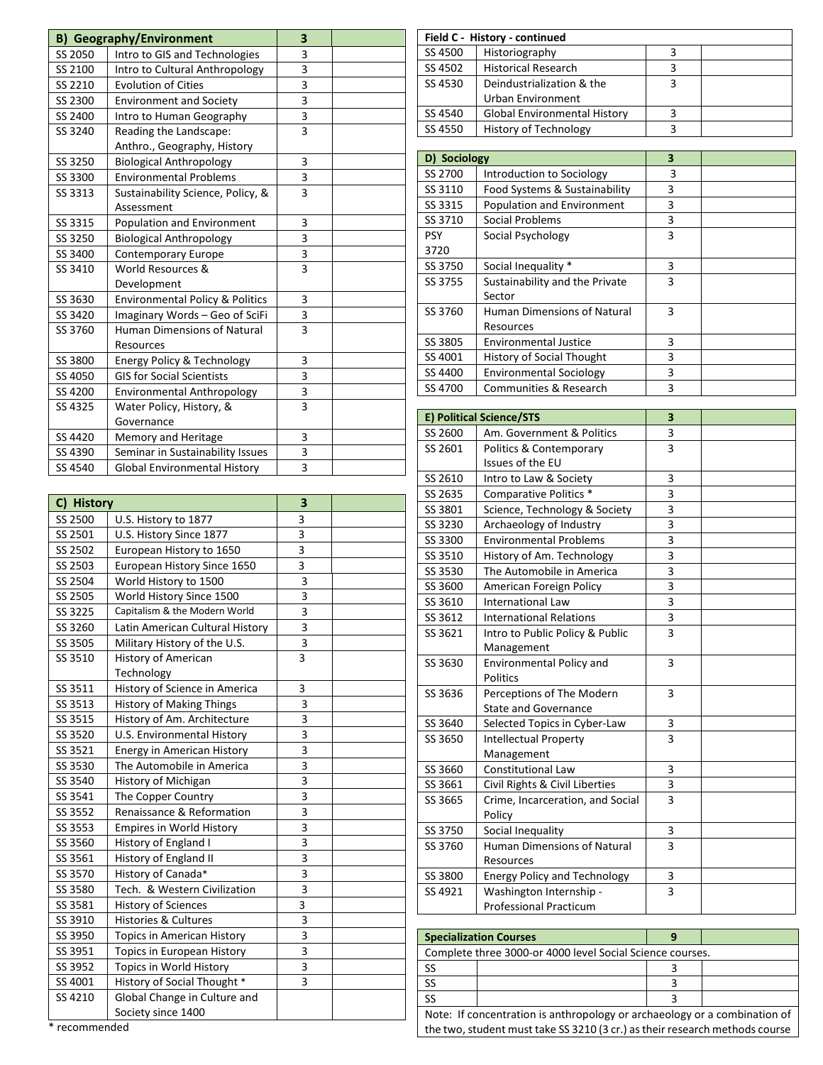| B) Geography/Environment | | 3 | |
|---|---|---|---|
| SS 2050 | Intro to GIS and Technologies | 3 | |
| SS 2100 | Intro to Cultural Anthropology | 3 | |
| SS 2210 | Evolution of Cities | 3 | |
| SS 2300 | Environment and Society | 3 | |
| SS 2400 | Intro to Human Geography | 3 | |
| SS 3240 | Reading the Landscape: Anthro., Geography, History | 3 | |
| SS 3250 | Biological Anthropology | 3 | |
| SS 3300 | Environmental Problems | 3 | |
| SS 3313 | Sustainability Science, Policy, & Assessment | 3 | |
| SS 3315 | Population and Environment | 3 | |
| SS 3250 | Biological Anthropology | 3 | |
| SS 3400 | Contemporary Europe | 3 | |
| SS 3410 | World Resources & Development | 3 | |
| SS 3630 | Environmental Policy & Politics | 3 | |
| SS 3420 | Imaginary Words – Geo of SciFi | 3 | |
| SS 3760 | Human Dimensions of Natural Resources | 3 | |
| SS 3800 | Energy Policy & Technology | 3 | |
| SS 4050 | GIS for Social Scientists | 3 | |
| SS 4200 | Environmental Anthropology | 3 | |
| SS 4325 | Water Policy, History, & Governance | 3 | |
| SS 4420 | Memory and Heritage | 3 | |
| SS 4390 | Seminar in Sustainability Issues | 3 | |
| SS 4540 | Global Environmental History | 3 | |

| C) History | | 3 | |
|---|---|---|---|
| SS 2500 | U.S. History to 1877 | 3 | |
| SS 2501 | U.S. History Since 1877 | 3 | |
| SS 2502 | European History to 1650 | 3 | |
| SS 2503 | European History Since 1650 | 3 | |
| SS 2504 | World History to 1500 | 3 | |
| SS 2505 | World History Since 1500 | 3 | |
| SS 3225 | Capitalism & the Modern World | 3 | |
| SS 3260 | Latin American Cultural History | 3 | |
| SS 3505 | Military History of the U.S. | 3 | |
| SS 3510 | History of American Technology | 3 | |
| SS 3511 | History of Science in America | 3 | |
| SS 3513 | History of Making Things | 3 | |
| SS 3515 | History of Am. Architecture | 3 | |
| SS 3520 | U.S. Environmental History | 3 | |
| SS 3521 | Energy in American History | 3 | |
| SS 3530 | The Automobile in America | 3 | |
| SS 3540 | History of Michigan | 3 | |
| SS 3541 | The Copper Country | 3 | |
| SS 3552 | Renaissance & Reformation | 3 | |
| SS 3553 | Empires in World History | 3 | |
| SS 3560 | History of England I | 3 | |
| SS 3561 | History of England II | 3 | |
| SS 3570 | History of Canada* | 3 | |
| SS 3580 | Tech. & Western Civilization | 3 | |
| SS 3581 | History of Sciences | 3 | |
| SS 3910 | Histories & Cultures | 3 | |
| SS 3950 | Topics in American History | 3 | |
| SS 3951 | Topics in European History | 3 | |
| SS 3952 | Topics in World History | 3 | |
| SS 4001 | History of Social Thought * | 3 | |
| SS 4210 | Global Change in Culture and Society since 1400 | | |

\* recommended

| Field C - History - continued | | | |
|---|---|---|---|
| SS 4500 | Historiography | 3 | |
| SS 4502 | Historical Research | 3 | |
| SS 4530 | Deindustrialization & the Urban Environment | 3 | |
| SS 4540 | Global Environmental History | 3 | |
| SS 4550 | History of Technology | 3 | |

| D) Sociology | | 3 | |
|---|---|---|---|
| SS 2700 | Introduction to Sociology | 3 | |
| SS 3110 | Food Systems & Sustainability | 3 | |
| SS 3315 | Population and Environment | 3 | |
| SS 3710 | Social Problems | 3 | |
| PSY 3720 | Social Psychology | 3 | |
| SS 3750 | Social Inequality * | 3 | |
| SS 3755 | Sustainability and the Private Sector | 3 | |
| SS 3760 | Human Dimensions of Natural Resources | 3 | |
| SS 3805 | Environmental Justice | 3 | |
| SS 4001 | History of Social Thought | 3 | |
| SS 4400 | Environmental Sociology | 3 | |
| SS 4700 | Communities & Research | 3 | |

| E) Political Science/STS | | 3 | |
|---|---|---|---|
| SS 2600 | Am. Government & Politics | 3 | |
| SS 2601 | Politics & Contemporary Issues of the EU | 3 | |
| SS 2610 | Intro to Law & Society | 3 | |
| SS 2635 | Comparative Politics * | 3 | |
| SS 3801 | Science, Technology & Society | 3 | |
| SS 3230 | Archaeology of Industry | 3 | |
| SS 3300 | Environmental Problems | 3 | |
| SS 3510 | History of Am. Technology | 3 | |
| SS 3530 | The Automobile in America | 3 | |
| SS 3600 | American Foreign Policy | 3 | |
| SS 3610 | International Law | 3 | |
| SS 3612 | International Relations | 3 | |
| SS 3621 | Intro to Public Policy & Public Management | 3 | |
| SS 3630 | Environmental Policy and Politics | 3 | |
| SS 3636 | Perceptions of The Modern State and Governance | 3 | |
| SS 3640 | Selected Topics in Cyber-Law | 3 | |
| SS 3650 | Intellectual Property Management | 3 | |
| SS 3660 | Constitutional Law | 3 | |
| SS 3661 | Civil Rights & Civil Liberties | 3 | |
| SS 3665 | Crime, Incarceration, and Social Policy | 3 | |
| SS 3750 | Social Inequality | 3 | |
| SS 3760 | Human Dimensions of Natural Resources | 3 | |
| SS 3800 | Energy Policy and Technology | 3 | |
| SS 4921 | Washington Internship - Professional Practicum | 3 | |

| Specialization Courses | | 9 | |
|---|---|---|---|
| Complete three 3000-or 4000 level Social Science courses. | | | |
| SS | | 3 | |
| SS | | 3 | |
| SS | | 3 | |
| Note: If concentration is anthropology or archaeology or a combination of the two, student must take SS 3210 (3 cr.) as their research methods course | | | |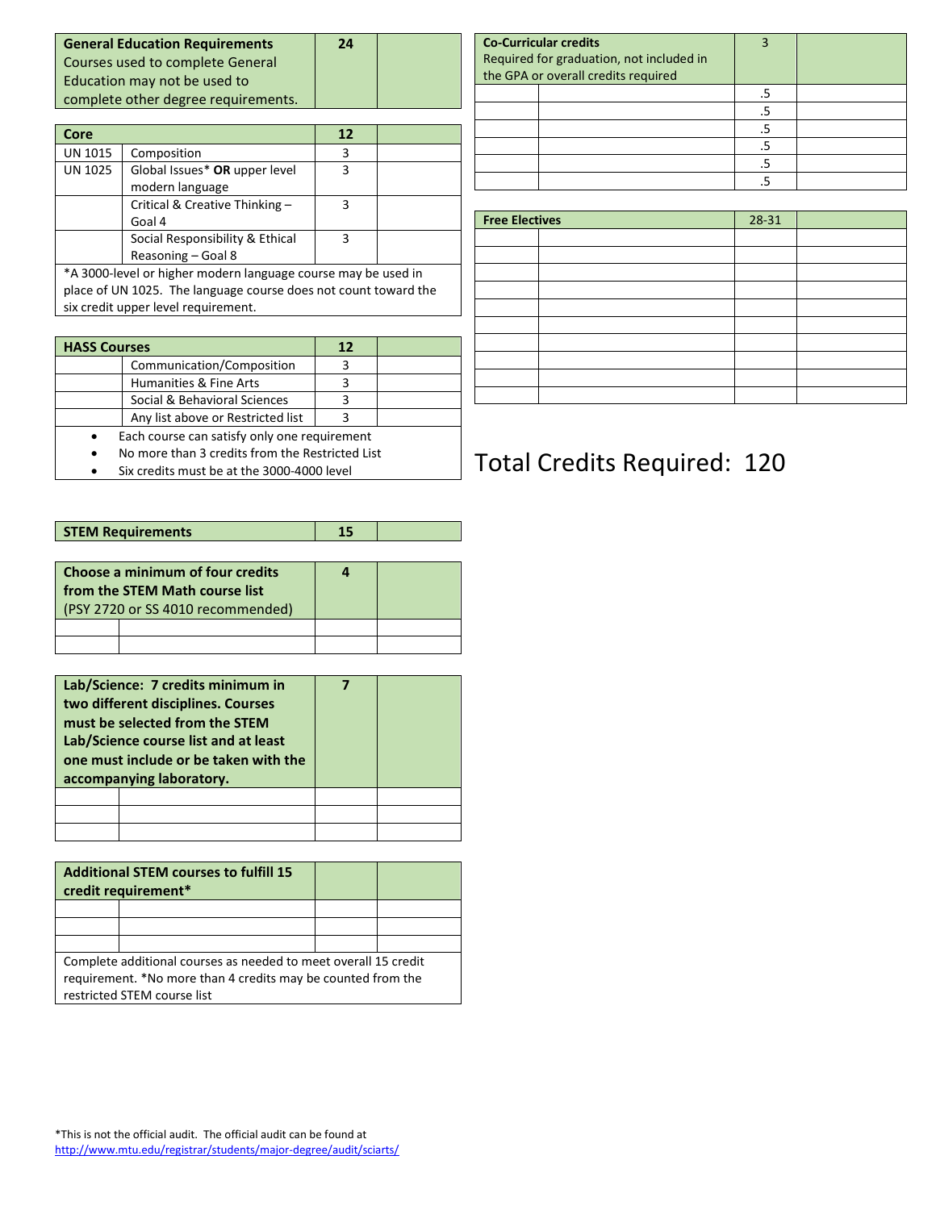| General Education Requirements<br>Courses used to complete General Education may not be used to complete other degree requirements. | | 24 | |
|---|---|---|---|

| **Core** | | **12** | |
|---|---|---|---|
| UN 1015 | Composition | 3 | |
| UN 1025 | Global Issues* **OR** upper level modern language | 3 | |
| | Critical & Creative Thinking – Goal 4 | 3 | |
| | Social Responsibility & Ethical Reasoning – Goal 8 | 3 | |
| *A 3000-level or higher modern language course may be used in place of UN 1025. The language course does not count toward the six credit upper level requirement. | | | |

| **HASS Courses** | | **12** | |
|---|---|---|---|
| | Communication/Composition | 3 | |
| | Humanities & Fine Arts | 3 | |
| | Social & Behavioral Sciences | 3 | |
| | Any list above or Restricted list | 3 | |

- Each course can satisfy only one requirement
- No more than 3 credits from the Restricted List
- Six credits must be at the 3000-4000 level

| **STEM Requirements** | | **15** | |
|---|---|---|---|

| **Choose a minimum of four credits from the STEM Math course list**<br>(PSY 2720 or SS 4010 recommended) | | **4** | |
|---|---|---|---|
| | | | |
| | | | |

| **Lab/Science: 7 credits minimum in two different disciplines. Courses must be selected from the STEM Lab/Science course list and at least one must include or be taken with the accompanying laboratory.** | | **7** | |
|---|---|---|---|
| | | | |
| | | | |
| | | | |

| **Additional STEM courses to fulfill 15 credit requirement*** | | | |
|---|---|---|---|
| | | | |
| | | | |
| | | | |

Complete additional courses as needed to meet overall 15 credit requirement. *No more than 4 credits may be counted from the restricted STEM course list

| **Co-Curricular credits**<br>Required for graduation, not included in the GPA or overall credits required | | 3 | |
|---|---|---|---|
| | | .5 | |
| | | .5 | |
| | | .5 | |
| | | .5 | |
| | | .5 | |
| | | .5 | |

| **Free Electives** | | 28-31 | |
|---|---|---|---|
| | | | |
| | | | |
| | | | |
| | | | |
| | | | |
| | | | |
| | | | |
| | | | |
| | | | |
| | | | |

# Total Credits Required: 120

*This is not the official audit. The official audit can be found at http://www.mtu.edu/registrar/students/major-degree/audit/sciarts/